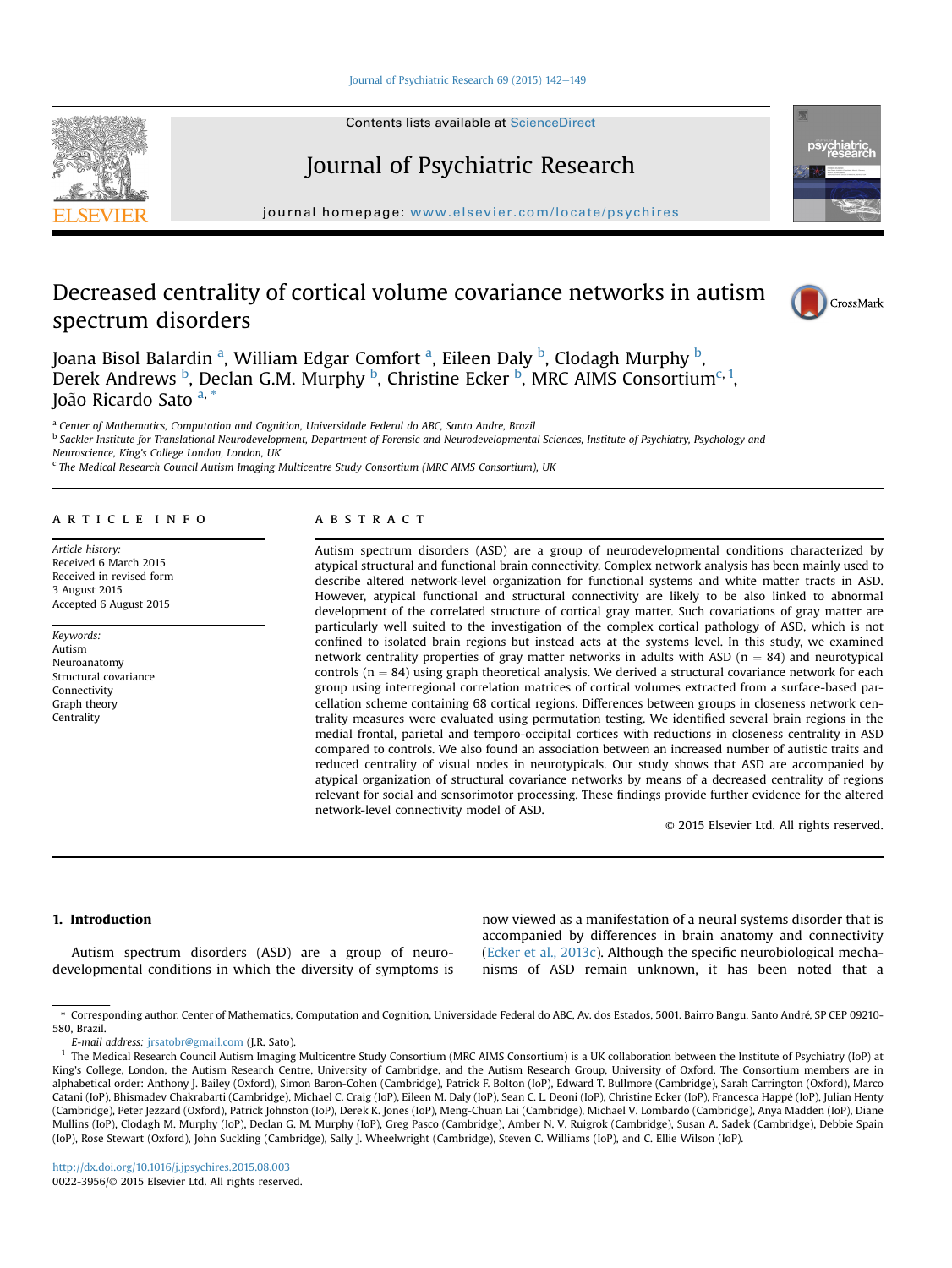# Decreased centrality of cortical volume covariance networks in autism spectrum disorders

Joana Bisol Balardin [a], William Edgar Comfort [a], Eileen Daly [b], Clodagh Murphy [b], Derek Andrews [b], Declan G.M. Murphy [b], Christine Ecker [b], MRC AIMS Consortium [c, 1], João Ricardo Sato [a, *]

[a] Center of Mathematics, Computation and Cognition, Universidade Federal do ABC, Santo Andre, Brazil

[b] Sackler Institute for Translational Neurodevelopment, Department of Forensic and Neurodevelopmental Sciences, Institute of Psychiatry, Psychology and Neuroscience, King's College London, London, UK

[c] The Medical Research Council Autism Imaging Multicentre Study Consortium (MRC AIMS Consortium), UK

## ARTICLE INFO

*Article history:*
Received 6 March 2015
Received in revised form
3 August 2015
Accepted 6 August 2015

*Keywords:*
Autism
Neuroanatomy
Structural covariance
Connectivity
Graph theory
Centrality

## ABSTRACT

Autism spectrum disorders (ASD) are a group of neurodevelopmental conditions characterized by atypical structural and functional brain connectivity. Complex network analysis has been mainly used to describe altered network-level organization for functional systems and white matter tracts in ASD. However, atypical functional and structural connectivity are likely to be also linked to abnormal development of the correlated structure of cortical gray matter. Such covariations of gray matter are particularly well suited to the investigation of the complex cortical pathology of ASD, which is not confined to isolated brain regions but instead acts at the systems level. In this study, we examined network centrality properties of gray matter networks in adults with ASD ($n = 84$) and neurotypical controls ($n = 84$) using graph theoretical analysis. We derived a structural covariance network for each group using interregional correlation matrices of cortical volumes extracted from a surface-based parcellation scheme containing 68 cortical regions. Differences between groups in closeness network centrality measures were evaluated using permutation testing. We identified several brain regions in the medial frontal, parietal and temporo-occipital cortices with reductions in closeness centrality in ASD compared to controls. We also found an association between an increased number of autistic traits and reduced centrality of visual nodes in neurotypicals. Our study shows that ASD are accompanied by atypical organization of structural covariance networks by means of a decreased centrality of regions relevant for social and sensorimotor processing. These findings provide further evidence for the altered network-level connectivity model of ASD.

© 2015 Elsevier Ltd. All rights reserved.

## 1. Introduction

Autism spectrum disorders (ASD) are a group of neurodevelopmental conditions in which the diversity of symptoms is now viewed as a manifestation of a neural systems disorder that is accompanied by differences in brain anatomy and connectivity (Ecker et al., 2013c). Although the specific neurobiological mechanisms of ASD remain unknown, it has been noted that a

---

\* Corresponding author. Center of Mathematics, Computation and Cognition, Universidade Federal do ABC, Av. dos Estados, 5001. Bairro Bangu, Santo André, SP CEP 09210-580, Brazil.

*E-mail address:* jrsatobr@gmail.com (J.R. Sato).

[1] The Medical Research Council Autism Imaging Multicentre Study Consortium (MRC AIMS Consortium) is a UK collaboration between the Institute of Psychiatry (IoP) at King's College, London, the Autism Research Centre, University of Cambridge, and the Autism Research Group, University of Oxford. The Consortium members are in alphabetical order: Anthony J. Bailey (Oxford), Simon Baron-Cohen (Cambridge), Patrick F. Bolton (IoP), Edward T. Bullmore (Cambridge), Sarah Carrington (Oxford), Marco Catani (IoP), Bhismadev Chakrabarti (Cambridge), Michael C. Craig (IoP), Eileen M. Daly (IoP), Sean C. L. Deoni (IoP), Christine Ecker (IoP), Francesca Happé (IoP), Julian Henty (Cambridge), Peter Jezzard (Oxford), Patrick Johnston (IoP), Derek K. Jones (IoP), Meng-Chuan Lai (Cambridge), Michael V. Lombardo (Cambridge), Anya Madden (IoP), Diane Mullins (IoP), Clodagh M. Murphy (IoP), Declan G. M. Murphy (IoP), Greg Pasco (Cambridge), Amber N. V. Ruigrok (Cambridge), Susan A. Sadek (Cambridge), Debbie Spain (IoP), Rose Stewart (Oxford), John Suckling (Cambridge), Sally J. Wheelwright (Cambridge), Steven C. Williams (IoP), and C. Ellie Wilson (IoP).

http://dx.doi.org/10.1016/j.jpsychires.2015.08.003
0022-3956/© 2015 Elsevier Ltd. All rights reserved.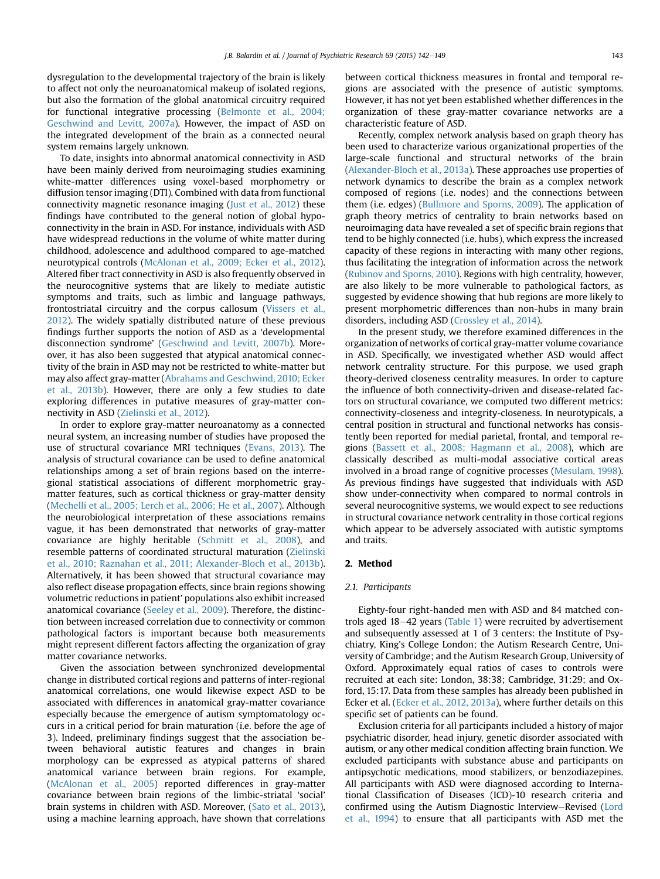dysregulation to the developmental trajectory of the brain is likely to affect not only the neuroanatomical makeup of isolated regions, but also the formation of the global anatomical circuitry required for functional integrative processing (Belmonte et al., 2004; Geschwind and Levitt, 2007a). However, the impact of ASD on the integrated development of the brain as a connected neural system remains largely unknown.

To date, insights into abnormal anatomical connectivity in ASD have been mainly derived from neuroimaging studies examining white-matter differences using voxel-based morphometry or diffusion tensor imaging (DTI). Combined with data from functional connectivity magnetic resonance imaging (Just et al., 2012) these findings have contributed to the general notion of global hypo-connectivity in the brain in ASD. For instance, individuals with ASD have widespread reductions in the volume of white matter during childhood, adolescence and adulthood compared to age-matched neurotypical controls (McAlonan et al., 2009; Ecker et al., 2012). Altered fiber tract connectivity in ASD is also frequently observed in the neurocognitive systems that are likely to mediate autistic symptoms and traits, such as limbic and language pathways, frontostriatal circuitry and the corpus callosum (Vissers et al., 2012). The widely spatially distributed nature of these previous findings further supports the notion of ASD as a 'developmental disconnection syndrome' (Geschwind and Levitt, 2007b). Moreover, it has also been suggested that atypical anatomical connectivity of the brain in ASD may not be restricted to white-matter but may also affect gray-matter (Abrahams and Geschwind, 2010; Ecker et al., 2013b). However, there are only a few studies to date exploring differences in putative measures of gray-matter connectivity in ASD (Zielinski et al., 2012).

In order to explore gray-matter neuroanatomy as a connected neural system, an increasing number of studies have proposed the use of structural covariance MRI techniques (Evans, 2013). The analysis of structural covariance can be used to define anatomical relationships among a set of brain regions based on the interregional statistical associations of different morphometric gray-matter features, such as cortical thickness or gray-matter density (Mechelli et al., 2005; Lerch et al., 2006; He et al., 2007). Although the neurobiological interpretation of these associations remains vague, it has been demonstrated that networks of gray-matter covariance are highly heritable (Schmitt et al., 2008), and resemble patterns of coordinated structural maturation (Zielinski et al., 2010; Raznahan et al., 2011; Alexander-Bloch et al., 2013b). Alternatively, it has been showed that structural covariance may also reflect disease propagation effects, since brain regions showing volumetric reductions in patient' populations also exhibit increased anatomical covariance (Seeley et al., 2009). Therefore, the distinction between increased correlation due to connectivity or common pathological factors is important because both measurements might represent different factors affecting the organization of gray matter covariance networks.

Given the association between synchronized developmental change in distributed cortical regions and patterns of inter-regional anatomical correlations, one would likewise expect ASD to be associated with differences in anatomical gray-matter covariance especially because the emergence of autism symptomatology occurs in a critical period for brain maturation (i.e. before the age of 3). Indeed, preliminary findings suggest that the association between behavioral autistic features and changes in brain morphology can be expressed as atypical patterns of shared anatomical variance between brain regions. For example, (McAlonan et al., 2005) reported differences in gray-matter covariance between brain regions of the limbic-striatal 'social' brain systems in children with ASD. Moreover, (Sato et al., 2013), using a machine learning approach, have shown that correlations between cortical thickness measures in frontal and temporal regions are associated with the presence of autistic symptoms. However, it has not yet been established whether differences in the organization of these gray-matter covariance networks are a characteristic feature of ASD.

Recently, complex network analysis based on graph theory has been used to characterize various organizational properties of the large-scale functional and structural networks of the brain (Alexander-Bloch et al., 2013a). These approaches use properties of network dynamics to describe the brain as a complex network composed of regions (i.e. nodes) and the connections between them (i.e. edges) (Bullmore and Sporns, 2009). The application of graph theory metrics of centrality to brain networks based on neuroimaging data have revealed a set of specific brain regions that tend to be highly connected (i.e. hubs), which express the increased capacity of these regions in interacting with many other regions, thus facilitating the integration of information across the network (Rubinov and Sporns, 2010). Regions with high centrality, however, are also likely to be more vulnerable to pathological factors, as suggested by evidence showing that hub regions are more likely to present morphometric differences than non-hubs in many brain disorders, including ASD (Crossley et al., 2014).

In the present study, we therefore examined differences in the organization of networks of cortical gray-matter volume covariance in ASD. Specifically, we investigated whether ASD would affect network centrality structure. For this purpose, we used graph theory-derived closeness centrality measures. In order to capture the influence of both connectivity-driven and disease-related factors on structural covariance, we computed two different metrics: connectivity-closeness and integrity-closeness. In neurotypicals, a central position in structural and functional networks has consistently been reported for medial parietal, frontal, and temporal regions (Bassett et al., 2008; Hagmann et al., 2008), which are classically described as multi-modal associative cortical areas involved in a broad range of cognitive processes (Mesulam, 1998). As previous findings have suggested that individuals with ASD show under-connectivity when compared to normal controls in several neurocognitive systems, we would expect to see reductions in structural covariance network centrality in those cortical regions which appear to be adversely associated with autistic symptoms and traits.

## 2. Method

### 2.1. Participants

Eighty-four right-handed men with ASD and 84 matched controls aged 18–42 years (Table 1) were recruited by advertisement and subsequently assessed at 1 of 3 centers: the Institute of Psychiatry, King's College London; the Autism Research Centre, University of Cambridge; and the Autism Research Group, University of Oxford. Approximately equal ratios of cases to controls were recruited at each site: London, 38:38; Cambridge, 31:29; and Oxford, 15:17. Data from these samples has already been published in Ecker et al. (Ecker et al., 2012, 2013a), where further details on this specific set of patients can be found.

Exclusion criteria for all participants included a history of major psychiatric disorder, head injury, genetic disorder associated with autism, or any other medical condition affecting brain function. We excluded participants with substance abuse and participants on antipsychotic medications, mood stabilizers, or benzodiazepines. All participants with ASD were diagnosed according to International Classification of Diseases (ICD)-10 research criteria and confirmed using the Autism Diagnostic Interview–Revised (Lord et al., 1994) to ensure that all participants with ASD met the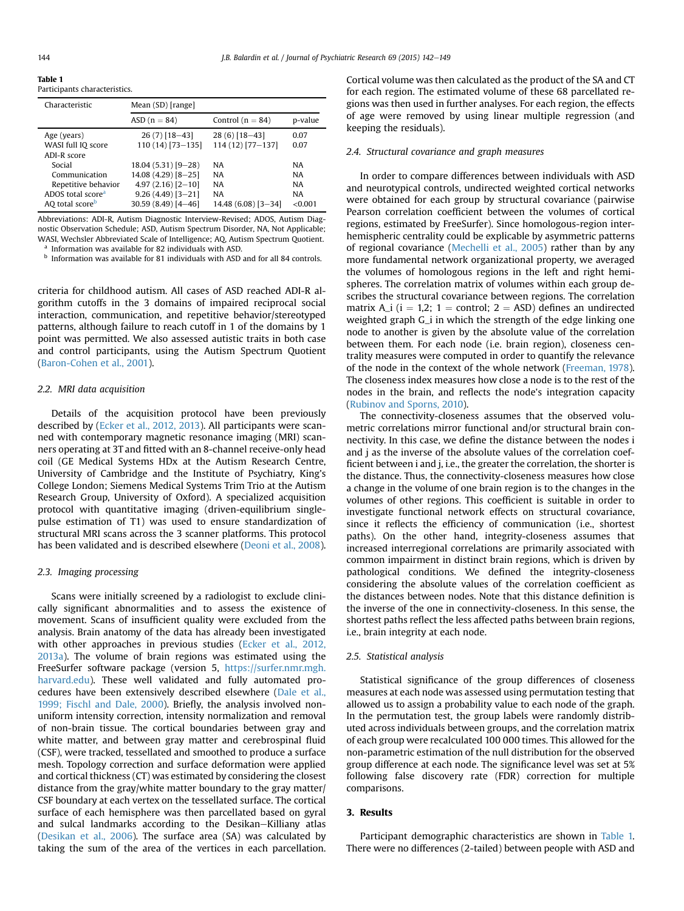**Table 1**
Participants characteristics.

| Characteristic | Mean (SD) [range] | | |
|---|---|---|---|
| | ASD (n = 84) | Control (n = 84) | p-value |
| Age (years) | 26 (7) [18–43] | 28 (6) [18–43] | 0.07 |
| WASI full IQ score | 110 (14) [73–135] | 114 (12) [77–137] | 0.07 |
| ADI-R score | | | |
| Social | 18.04 (5.31) [9–28) | NA | NA |
| Communication | 14.08 (4.29) [8–25] | NA | NA |
| Repetitive behavior | 4.97 (2.16) [2–10] | NA | NA |
| ADOS total score[a] | 9.26 (4.49) [3–21] | NA | NA |
| AQ total score[b] | 30.59 (8.49) [4–46] | 14.48 (6.08) [3–34] | <0.001 |

Abbreviations: ADI-R, Autism Diagnostic Interview-Revised; ADOS, Autism Diagnostic Observation Schedule; ASD, Autism Spectrum Disorder, NA, Not Applicable; WASI, Wechsler Abbreviated Scale of Intelligence; AQ, Autism Spectrum Quotient.
[a] Information was available for 82 individuals with ASD.
[b] Information was available for 81 individuals with ASD and for all 84 controls.

criteria for childhood autism. All cases of ASD reached ADI-R algorithm cutoffs in the 3 domains of impaired reciprocal social interaction, communication, and repetitive behavior/stereotyped patterns, although failure to reach cutoff in 1 of the domains by 1 point was permitted. We also assessed autistic traits in both case and control participants, using the Autism Spectrum Quotient (Baron-Cohen et al., 2001).

### 2.2. MRI data acquisition

Details of the acquisition protocol have been previously described by (Ecker et al., 2012, 2013). All participants were scanned with contemporary magnetic resonance imaging (MRI) scanners operating at 3T and fitted with an 8-channel receive-only head coil (GE Medical Systems HDx at the Autism Research Centre, University of Cambridge and the Institute of Psychiatry, King's College London; Siemens Medical Systems Trim Trio at the Autism Research Group, University of Oxford). A specialized acquisition protocol with quantitative imaging (driven-equilibrium single-pulse estimation of T1) was used to ensure standardization of structural MRI scans across the 3 scanner platforms. This protocol has been validated and is described elsewhere (Deoni et al., 2008).

### 2.3. Imaging processing

Scans were initially screened by a radiologist to exclude clinically significant abnormalities and to assess the existence of movement. Scans of insufficient quality were excluded from the analysis. Brain anatomy of the data has already been investigated with other approaches in previous studies (Ecker et al., 2012, 2013a). The volume of brain regions was estimated using the FreeSurfer software package (version 5, https://surfer.nmr.mgh.harvard.edu). These well validated and fully automated procedures have been extensively described elsewhere (Dale et al., 1999; Fischl and Dale, 2000). Briefly, the analysis involved non-uniform intensity correction, intensity normalization and removal of non-brain tissue. The cortical boundaries between gray and white matter, and between gray matter and cerebrospinal fluid (CSF), were tracked, tessellated and smoothed to produce a surface mesh. Topology correction and surface deformation were applied and cortical thickness (CT) was estimated by considering the closest distance from the gray/white matter boundary to the gray matter/CSF boundary at each vertex on the tessellated surface. The cortical surface of each hemisphere was then parcellated based on gyral and sulcal landmarks according to the Desikan–Killiany atlas (Desikan et al., 2006). The surface area (SA) was calculated by taking the sum of the area of the vertices in each parcellation. Cortical volume was then calculated as the product of the SA and CT for each region. The estimated volume of these 68 parcellated regions was then used in further analyses. For each region, the effects of age were removed by using linear multiple regression (and keeping the residuals).

### 2.4. Structural covariance and graph measures

In order to compare differences between individuals with ASD and neurotypical controls, undirected weighted cortical networks were obtained for each group by structural covariance (pairwise Pearson correlation coefficient between the volumes of cortical regions, estimated by FreeSurfer). Since homologous-region inter-hemispheric centrality could be explicable by asymmetric patterns of regional covariance (Mechelli et al., 2005) rather than by any more fundamental network organizational property, we averaged the volumes of homologous regions in the left and right hemispheres. The correlation matrix of volumes within each group describes the structural covariance between regions. The correlation matrix $A\_i$ ($i = 1,2$; 1 = control; 2 = ASD) defines an undirected weighted graph $G\_i$ in which the strength of the edge linking one node to another is given by the absolute value of the correlation between them. For each node (i.e. brain region), closeness centrality measures were computed in order to quantify the relevance of the node in the context of the whole network (Freeman, 1978). The closeness index measures how close a node is to the rest of the nodes in the brain, and reflects the node's integration capacity (Rubinov and Sporns, 2010).

The connectivity-closeness assumes that the observed volumetric correlations mirror functional and/or structural brain connectivity. In this case, we define the distance between the nodes i and j as the inverse of the absolute values of the correlation coefficient between i and j, i.e., the greater the correlation, the shorter is the distance. Thus, the connectivity-closeness measures how close a change in the volume of one brain region is to the changes in the volumes of other regions. This coefficient is suitable in order to investigate functional network effects on structural covariance, since it reflects the efficiency of communication (i.e., shortest paths). On the other hand, integrity-closeness assumes that increased interregional correlations are primarily associated with common impairment in distinct brain regions, which is driven by pathological conditions. We defined the integrity-closeness considering the absolute values of the correlation coefficient as the distances between nodes. Note that this distance definition is the inverse of the one in connectivity-closeness. In this sense, the shortest paths reflect the less affected paths between brain regions, i.e., brain integrity at each node.

### 2.5. Statistical analysis

Statistical significance of the group differences of closeness measures at each node was assessed using permutation testing that allowed us to assign a probability value to each node of the graph. In the permutation test, the group labels were randomly distributed across individuals between groups, and the correlation matrix of each group were recalculated 100 000 times. This allowed for the non-parametric estimation of the null distribution for the observed group difference at each node. The significance level was set at 5% following false discovery rate (FDR) correction for multiple comparisons.

## 3. Results

Participant demographic characteristics are shown in Table 1. There were no differences (2-tailed) between people with ASD and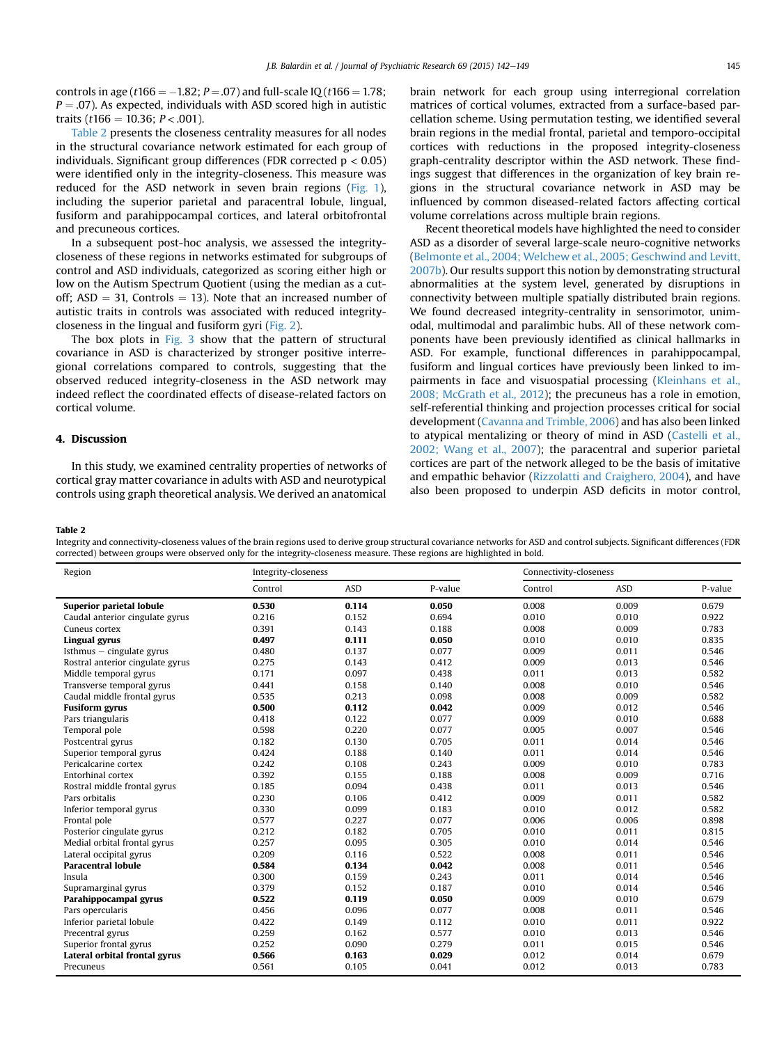controls in age ($t166 = -1.82$; $P = .07$) and full-scale IQ ($t166 = 1.78$; $P = .07$). As expected, individuals with ASD scored high in autistic traits ($t166 = 10.36$; $P < .001$).

Table 2 presents the closeness centrality measures for all nodes in the structural covariance network estimated for each group of individuals. Significant group differences (FDR corrected $p < 0.05$) were identified only in the integrity-closeness. This measure was reduced for the ASD network in seven brain regions (Fig. 1), including the superior parietal and paracentral lobule, lingual, fusiform and parahippocampal cortices, and lateral orbitofrontal and precuneous cortices.

In a subsequent post-hoc analysis, we assessed the integrity-closeness of these regions in networks estimated for subgroups of control and ASD individuals, categorized as scoring either high or low on the Autism Spectrum Quotient (using the median as a cut-off; ASD = 31, Controls = 13). Note that an increased number of autistic traits in controls was associated with reduced integrity-closeness in the lingual and fusiform gyri (Fig. 2).

The box plots in Fig. 3 show that the pattern of structural covariance in ASD is characterized by stronger positive interregional correlations compared to controls, suggesting that the observed reduced integrity-closeness in the ASD network may indeed reflect the coordinated effects of disease-related factors on cortical volume.

## 4. Discussion

In this study, we examined centrality properties of networks of cortical gray matter covariance in adults with ASD and neurotypical controls using graph theoretical analysis. We derived an anatomical brain network for each group using interregional correlation matrices of cortical volumes, extracted from a surface-based parcellation scheme. Using permutation testing, we identified several brain regions in the medial frontal, parietal and temporo-occipital cortices with reductions in the proposed integrity-closeness graph-centrality descriptor within the ASD network. These findings suggest that differences in the organization of key brain regions in the structural covariance network in ASD may be influenced by common diseased-related factors affecting cortical volume correlations across multiple brain regions.

Recent theoretical models have highlighted the need to consider ASD as a disorder of several large-scale neuro-cognitive networks (Belmonte et al., 2004; Welchew et al., 2005; Geschwind and Levitt, 2007b). Our results support this notion by demonstrating structural abnormalities at the system level, generated by disruptions in connectivity between multiple spatially distributed brain regions. We found decreased integrity-centrality in sensorimotor, unimodal, multimodal and paralimbic hubs. All of these network components have been previously identified as clinical hallmarks in ASD. For example, functional differences in parahippocampal, fusiform and lingual cortices have previously been linked to impairments in face and visuospatial processing (Kleinhans et al., 2008; McGrath et al., 2012); the precuneus has a role in emotion, self-referential thinking and projection processes critical for social development (Cavanna and Trimble, 2006) and has also been linked to atypical mentalizing or theory of mind in ASD (Castelli et al., 2002; Wang et al., 2007); the paracentral and superior parietal cortices are part of the network alleged to be the basis of imitative and empathic behavior (Rizzolatti and Craighero, 2004), and have also been proposed to underpin ASD deficits in motor control,

**Table 2**
Integrity and connectivity-closeness values of the brain regions used to derive group structural covariance networks for ASD and control subjects. Significant differences (FDR corrected) between groups were observed only for the integrity-closeness measure. These regions are highlighted in bold.

| Region | Integrity-closeness | | | Connectivity-closeness | | |
|---|---|---|---|---|---|---|
| | Control | ASD | P-value | Control | ASD | P-value |
| **Superior parietal lobule** | **0.530** | **0.114** | **0.050** | 0.008 | 0.009 | 0.679 |
| Caudal anterior cingulate gyrus | 0.216 | 0.152 | 0.694 | 0.010 | 0.010 | 0.922 |
| Cuneus cortex | 0.391 | 0.143 | 0.188 | 0.008 | 0.009 | 0.783 |
| **Lingual gyrus** | **0.497** | **0.111** | **0.050** | 0.010 | 0.010 | 0.835 |
| Isthmus – cingulate gyrus | 0.480 | 0.137 | 0.077 | 0.009 | 0.011 | 0.546 |
| Rostral anterior cingulate gyrus | 0.275 | 0.143 | 0.412 | 0.009 | 0.013 | 0.546 |
| Middle temporal gyrus | 0.171 | 0.097 | 0.438 | 0.011 | 0.013 | 0.582 |
| Transverse temporal gyrus | 0.441 | 0.158 | 0.140 | 0.008 | 0.010 | 0.546 |
| Caudal middle frontal gyrus | 0.535 | 0.213 | 0.098 | 0.008 | 0.009 | 0.582 |
| **Fusiform gyrus** | **0.500** | **0.112** | **0.042** | 0.009 | 0.012 | 0.546 |
| Pars triangularis | 0.418 | 0.122 | 0.077 | 0.009 | 0.010 | 0.688 |
| Temporal pole | 0.598 | 0.220 | 0.077 | 0.005 | 0.007 | 0.546 |
| Postcentral gyrus | 0.182 | 0.130 | 0.705 | 0.011 | 0.014 | 0.546 |
| Superior temporal gyrus | 0.424 | 0.188 | 0.140 | 0.011 | 0.014 | 0.546 |
| Pericalcarine cortex | 0.242 | 0.108 | 0.243 | 0.009 | 0.010 | 0.783 |
| Entorhinal cortex | 0.392 | 0.155 | 0.188 | 0.008 | 0.009 | 0.716 |
| Rostral middle frontal gyrus | 0.185 | 0.094 | 0.438 | 0.011 | 0.013 | 0.546 |
| Pars orbitalis | 0.230 | 0.106 | 0.412 | 0.009 | 0.011 | 0.582 |
| Inferior temporal gyrus | 0.330 | 0.099 | 0.183 | 0.010 | 0.012 | 0.582 |
| Frontal pole | 0.577 | 0.227 | 0.077 | 0.006 | 0.006 | 0.898 |
| Posterior cingulate gyrus | 0.212 | 0.182 | 0.705 | 0.010 | 0.011 | 0.815 |
| Medial orbital frontal gyrus | 0.257 | 0.095 | 0.305 | 0.010 | 0.014 | 0.546 |
| Lateral occipital gyrus | 0.209 | 0.116 | 0.522 | 0.008 | 0.011 | 0.546 |
| **Paracentral lobule** | **0.584** | **0.134** | **0.042** | 0.008 | 0.011 | 0.546 |
| Insula | 0.300 | 0.159 | 0.243 | 0.011 | 0.014 | 0.546 |
| Supramarginal gyrus | 0.379 | 0.152 | 0.187 | 0.010 | 0.014 | 0.546 |
| **Parahippocampal gyrus** | **0.522** | **0.119** | **0.050** | 0.009 | 0.010 | 0.679 |
| Pars opercularis | 0.456 | 0.096 | 0.077 | 0.008 | 0.011 | 0.546 |
| Inferior parietal lobule | 0.422 | 0.149 | 0.112 | 0.010 | 0.011 | 0.922 |
| Precentral gyrus | 0.259 | 0.162 | 0.577 | 0.010 | 0.013 | 0.546 |
| Superior frontal gyrus | 0.252 | 0.090 | 0.279 | 0.011 | 0.015 | 0.546 |
| **Lateral orbital frontal gyrus** | **0.566** | **0.163** | **0.029** | 0.012 | 0.014 | 0.679 |
| Precuneus | 0.561 | 0.105 | 0.041 | 0.012 | 0.013 | 0.783 |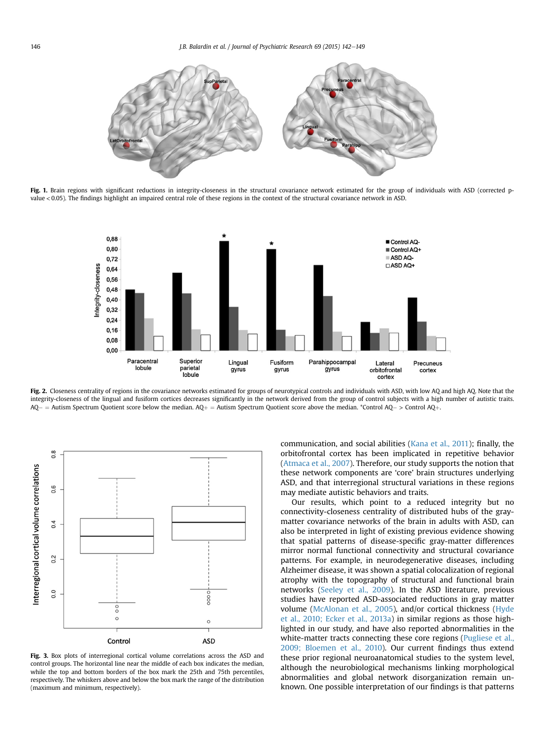**Fig. 1.** Brain regions with significant reductions in integrity-closeness in the structural covariance network estimated for the group of individuals with ASD (corrected p-value < 0.05). The findings highlight an impaired central role of these regions in the context of the structural covariance network in ASD.

**Fig. 2.** Closeness centrality of regions in the covariance networks estimated for groups of neurotypical controls and individuals with ASD, with low AQ and high AQ. Note that the integrity-closeness of the lingual and fusiform cortices decreases significantly in the network derived from the group of control subjects with a high number of autistic traits. AQ− = Autism Spectrum Quotient score below the median. AQ+ = Autism Spectrum Quotient score above the median. *Control AQ− > Control AQ+.

**Fig. 3.** Box plots of interregional cortical volume correlations across the ASD and control groups. The horizontal line near the middle of each box indicates the median, while the top and bottom borders of the box mark the 25th and 75th percentiles, respectively. The whiskers above and below the box mark the range of the distribution (maximum and minimum, respectively).

communication, and social abilities (Kana et al., 2011); finally, the orbitofrontal cortex has been implicated in repetitive behavior (Atmaca et al., 2007). Therefore, our study supports the notion that these network components are 'core' brain structures underlying ASD, and that interregional structural variations in these regions may mediate autistic behaviors and traits.

Our results, which point to a reduced integrity but no connectivity-closeness centrality of distributed hubs of the gray-matter covariance networks of the brain in adults with ASD, can also be interpreted in light of existing previous evidence showing that spatial patterns of disease-specific gray-matter differences mirror normal functional connectivity and structural covariance patterns. For example, in neurodegenerative diseases, including Alzheimer disease, it was shown a spatial colocalization of regional atrophy with the topography of structural and functional brain networks (Seeley et al., 2009). In the ASD literature, previous studies have reported ASD-associated reductions in gray matter volume (McAlonan et al., 2005), and/or cortical thickness (Hyde et al., 2010; Ecker et al., 2013a) in similar regions as those highlighted in our study, and have also reported abnormalities in the white-matter tracts connecting these core regions (Pugliese et al., 2009; Bloemen et al., 2010). Our current findings thus extend these prior regional neuroanatomical studies to the system level, although the neurobiological mechanisms linking morphological abnormalities and global network disorganization remain unknown. One possible interpretation of our findings is that patterns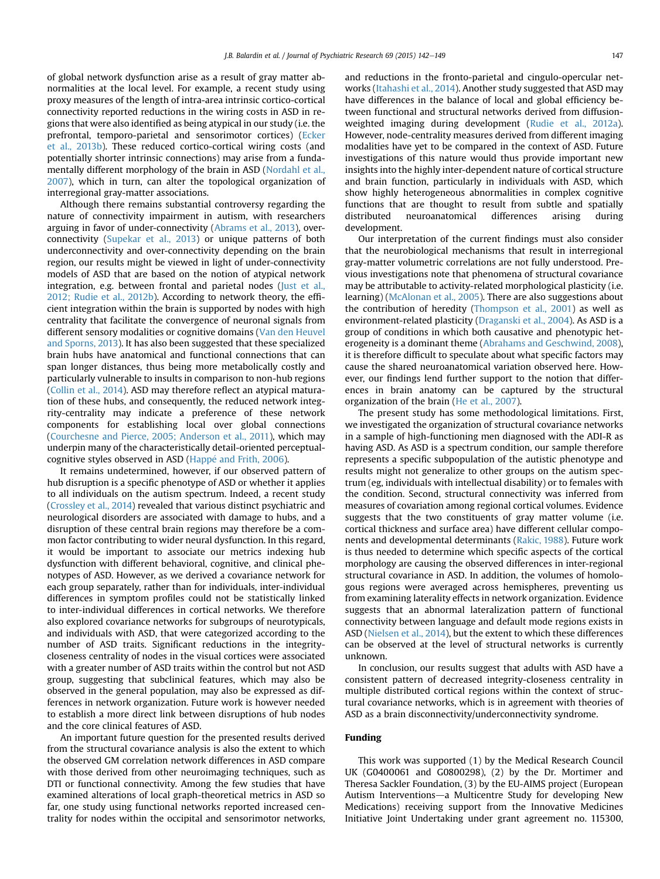of global network dysfunction arise as a result of gray matter abnormalities at the local level. For example, a recent study using proxy measures of the length of intra-area intrinsic cortico-cortical connectivity reported reductions in the wiring costs in ASD in regions that were also identified as being atypical in our study (i.e. the prefrontal, temporo-parietal and sensorimotor cortices) (Ecker et al., 2013b). These reduced cortico-cortical wiring costs (and potentially shorter intrinsic connections) may arise from a fundamentally different morphology of the brain in ASD (Nordahl et al., 2007), which in turn, can alter the topological organization of interregional gray-matter associations.

Although there remains substantial controversy regarding the nature of connectivity impairment in autism, with researchers arguing in favor of under-connectivity (Abrams et al., 2013), over-connectivity (Supekar et al., 2013) or unique patterns of both underconnectivity and over-connectivity depending on the brain region, our results might be viewed in light of under-connectivity models of ASD that are based on the notion of atypical network integration, e.g. between frontal and parietal nodes (Just et al., 2012; Rudie et al., 2012b). According to network theory, the efficient integration within the brain is supported by nodes with high centrality that facilitate the convergence of neuronal signals from different sensory modalities or cognitive domains (Van den Heuvel and Sporns, 2013). It has also been suggested that these specialized brain hubs have anatomical and functional connections that can span longer distances, thus being more metabolically costly and particularly vulnerable to insults in comparison to non-hub regions (Collin et al., 2014). ASD may therefore reflect an atypical maturation of these hubs, and consequently, the reduced network integrity-centrality may indicate a preference of these network components for establishing local over global connections (Courchesne and Pierce, 2005; Anderson et al., 2011), which may underpin many of the characteristically detail-oriented perceptual-cognitive styles observed in ASD (Happé and Frith, 2006).

It remains undetermined, however, if our observed pattern of hub disruption is a specific phenotype of ASD or whether it applies to all individuals on the autism spectrum. Indeed, a recent study (Crossley et al., 2014) revealed that various distinct psychiatric and neurological disorders are associated with damage to hubs, and a disruption of these central brain regions may therefore be a common factor contributing to wider neural dysfunction. In this regard, it would be important to associate our metrics indexing hub dysfunction with different behavioral, cognitive, and clinical phenotypes of ASD. However, as we derived a covariance network for each group separately, rather than for individuals, inter-individual differences in symptom profiles could not be statistically linked to inter-individual differences in cortical networks. We therefore also explored covariance networks for subgroups of neurotypicals, and individuals with ASD, that were categorized according to the number of ASD traits. Significant reductions in the integrity-closeness centrality of nodes in the visual cortices were associated with a greater number of ASD traits within the control but not ASD group, suggesting that subclinical features, which may also be observed in the general population, may also be expressed as differences in network organization. Future work is however needed to establish a more direct link between disruptions of hub nodes and the core clinical features of ASD.

An important future question for the presented results derived from the structural covariance analysis is also the extent to which the observed GM correlation network differences in ASD compare with those derived from other neuroimaging techniques, such as DTI or functional connectivity. Among the few studies that have examined alterations of local graph-theoretical metrics in ASD so far, one study using functional networks reported increased centrality for nodes within the occipital and sensorimotor networks, and reductions in the fronto-parietal and cingulo-opercular networks (Itahashi et al., 2014). Another study suggested that ASD may have differences in the balance of local and global efficiency between functional and structural networks derived from diffusion-weighted imaging during development (Rudie et al., 2012a). However, node-centrality measures derived from different imaging modalities have yet to be compared in the context of ASD. Future investigations of this nature would thus provide important new insights into the highly inter-dependent nature of cortical structure and brain function, particularly in individuals with ASD, which show highly heterogeneous abnormalities in complex cognitive functions that are thought to result from subtle and spatially distributed neuroanatomical differences arising during development.

Our interpretation of the current findings must also consider that the neurobiological mechanisms that result in interregional gray-matter volumetric correlations are not fully understood. Previous investigations note that phenomena of structural covariance may be attributable to activity-related morphological plasticity (i.e. learning) (McAlonan et al., 2005). There are also suggestions about the contribution of heredity (Thompson et al., 2001) as well as environment-related plasticity (Draganski et al., 2004). As ASD is a group of conditions in which both causative and phenotypic heterogeneity is a dominant theme (Abrahams and Geschwind, 2008), it is therefore difficult to speculate about what specific factors may cause the shared neuroanatomical variation observed here. However, our findings lend further support to the notion that differences in brain anatomy can be captured by the structural organization of the brain (He et al., 2007).

The present study has some methodological limitations. First, we investigated the organization of structural covariance networks in a sample of high-functioning men diagnosed with the ADI-R as having ASD. As ASD is a spectrum condition, our sample therefore represents a specific subpopulation of the autistic phenotype and results might not generalize to other groups on the autism spectrum (eg, individuals with intellectual disability) or to females with the condition. Second, structural connectivity was inferred from measures of covariation among regional cortical volumes. Evidence suggests that the two constituents of gray matter volume (i.e. cortical thickness and surface area) have different cellular components and developmental determinants (Rakic, 1988). Future work is thus needed to determine which specific aspects of the cortical morphology are causing the observed differences in inter-regional structural covariance in ASD. In addition, the volumes of homologous regions were averaged across hemispheres, preventing us from examining laterality effects in network organization. Evidence suggests that an abnormal lateralization pattern of functional connectivity between language and default mode regions exists in ASD (Nielsen et al., 2014), but the extent to which these differences can be observed at the level of structural networks is currently unknown.

In conclusion, our results suggest that adults with ASD have a consistent pattern of decreased integrity-closeness centrality in multiple distributed cortical regions within the context of structural covariance networks, which is in agreement with theories of ASD as a brain disconnectivity/underconnectivity syndrome.

## Funding

This work was supported (1) by the Medical Research Council UK (G0400061 and G0800298), (2) by the Dr. Mortimer and Theresa Sackler Foundation, (3) by the EU-AIMS project (European Autism Interventions—a Multicentre Study for developing New Medications) receiving support from the Innovative Medicines Initiative Joint Undertaking under grant agreement no. 115300,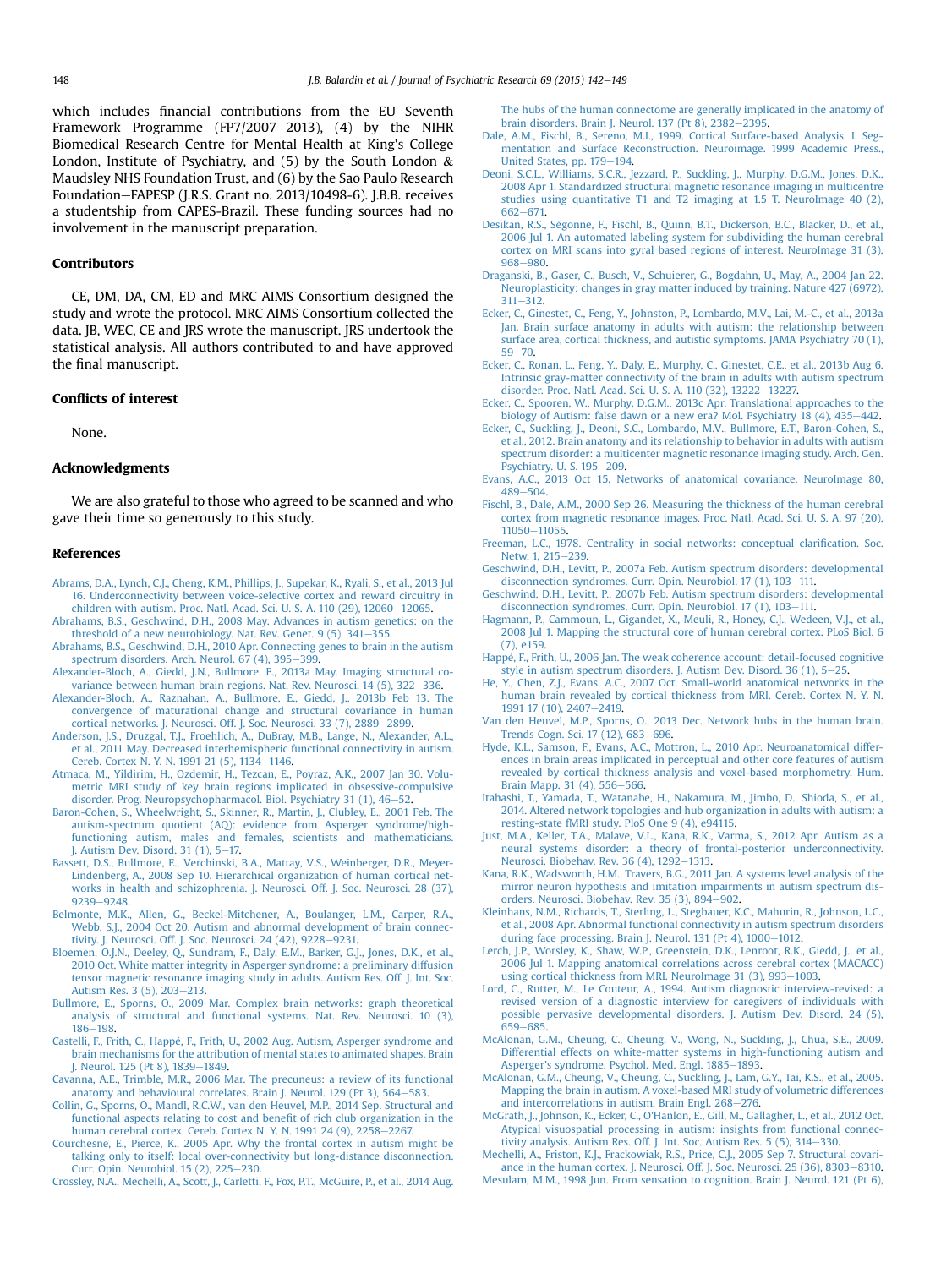which includes financial contributions from the EU Seventh Framework Programme (FP7/2007–2013), (4) by the NIHR Biomedical Research Centre for Mental Health at King's College London, Institute of Psychiatry, and (5) by the South London & Maudsley NHS Foundation Trust, and (6) by the Sao Paulo Research Foundation–FAPESP (J.R.S. Grant no. 2013/10498-6). J.B.B. receives a studentship from CAPES-Brazil. These funding sources had no involvement in the manuscript preparation.

## Contributors

CE, DM, DA, CM, ED and MRC AIMS Consortium designed the study and wrote the protocol. MRC AIMS Consortium collected the data. JB, WEC, CE and JRS wrote the manuscript. JRS undertook the statistical analysis. All authors contributed to and have approved the final manuscript.

## Conflicts of interest

None.

## Acknowledgments

We are also grateful to those who agreed to be scanned and who gave their time so generously to this study.

## References

Abrams, D.A., Lynch, C.J., Cheng, K.M., Phillips, J., Supekar, K., Ryali, S., et al., 2013 Jul 16. Underconnectivity between voice-selective cortex and reward circuitry in children with autism. Proc. Natl. Acad. Sci. U. S. A. 110 (29), 12060–12065.

Abrahams, B.S., Geschwind, D.H., 2008 May. Advances in autism genetics: on the threshold of a new neurobiology. Nat. Rev. Genet. 9 (5), 341–355.

Abrahams, B.S., Geschwind, D.H., 2010 Apr. Connecting genes to brain in the autism spectrum disorders. Arch. Neurol. 67 (4), 395–399.

Alexander-Bloch, A., Giedd, J.N., Bullmore, E., 2013a May. Imaging structural co-variance between human brain regions. Nat. Rev. Neurosci. 14 (5), 322–336.

Alexander-Bloch, A., Raznahan, A., Bullmore, E., Giedd, J., 2013b Feb 13. The convergence of maturational change and structural covariance in human cortical networks. J. Neurosci. Off. J. Soc. Neurosci. 33 (7), 2889–2899.

Anderson, J.S., Druzgal, T.J., Froehlich, A., DuBray, M.B., Lange, N., Alexander, A.L., et al., 2011 May. Decreased interhemispheric functional connectivity in autism. Cereb. Cortex N. Y. N. 1991 21 (5), 1134–1146.

Atmaca, M., Yildirim, H., Ozdemir, H., Tezcan, E., Poyraz, A.K., 2007 Jan 30. Volumetric MRI study of key brain regions implicated in obsessive-compulsive disorder. Prog. Neuropsychopharmacol. Biol. Psychiatry 31 (1), 46–52.

Baron-Cohen, S., Wheelwright, S., Skinner, R., Martin, J., Clubley, E., 2001 Feb. The autism-spectrum quotient (AQ): evidence from Asperger syndrome/high-functioning autism, males and females, scientists and mathematicians. J. Autism Dev. Disord. 31 (1), 5–17.

Bassett, D.S., Bullmore, E., Verchinski, B.A., Mattay, V.S., Weinberger, D.R., Meyer-Lindenberg, A., 2008 Sep 10. Hierarchical organization of human cortical networks in health and schizophrenia. J. Neurosci. Off. J. Soc. Neurosci. 28 (37), 9239–9248.

Belmonte, M.K., Allen, G., Beckel-Mitchener, A., Boulanger, L.M., Carper, R.A., Webb, S.J., 2004 Oct 20. Autism and abnormal development of brain connectivity. J. Neurosci. Off. J. Soc. Neurosci. 24 (42), 9228–9231.

Bloemen, O.J.N., Deeley, Q., Sundram, F., Daly, E.M., Barker, G.J., Jones, D.K., et al., 2010 Oct. White matter integrity in Asperger syndrome: a preliminary diffusion tensor magnetic resonance imaging study in adults. Autism Res. Off. J. Int. Soc. Autism Res. 3 (5), 203–213.

Bullmore, E., Sporns, O., 2009 Mar. Complex brain networks: graph theoretical analysis of structural and functional systems. Nat. Rev. Neurosci. 10 (3), 186–198.

Castelli, F., Frith, C., Happé, F., Frith, U., 2002 Aug. Autism, Asperger syndrome and brain mechanisms for the attribution of mental states to animated shapes. Brain J. Neurol. 125 (Pt 8), 1839–1849.

Cavanna, A.E., Trimble, M.R., 2006 Mar. The precuneus: a review of its functional anatomy and behavioural correlates. Brain J. Neurol. 129 (Pt 3), 564–583.

Collin, G., Sporns, O., Mandl, R.C.W., van den Heuvel, M.P., 2014 Sep. Structural and functional aspects relating to cost and benefit of rich club organization in the human cerebral cortex. Cereb. Cortex N. Y. N. 1991 24 (9), 2258–2267.

Courchesne, E., Pierce, K., 2005 Apr. Why the frontal cortex in autism might be talking only to itself: local over-connectivity but long-distance disconnection. Curr. Opin. Neurobiol. 15 (2), 225–230.

Crossley, N.A., Mechelli, A., Scott, J., Carletti, F., Fox, P.T., McGuire, P., et al., 2014 Aug. The hubs of the human connectome are generally implicated in the anatomy of brain disorders. Brain J. Neurol. 137 (Pt 8), 2382–2395.

Dale, A.M., Fischl, B., Sereno, M.I., 1999. Cortical Surface-based Analysis. I. Segmentation and Surface Reconstruction. Neuroimage. 1999 Academic Press., United States, pp. 179–194.

Deoni, S.C.L., Williams, S.C.R., Jezzard, P., Suckling, J., Murphy, D.G.M., Jones, D.K., 2008 Apr 1. Standardized structural magnetic resonance imaging in multicentre studies using quantitative T1 and T2 imaging at 1.5 T. NeuroImage 40 (2), 662–671.

Desikan, R.S., Ségonne, F., Fischl, B., Quinn, B.T., Dickerson, B.C., Blacker, D., et al., 2006 Jul 1. An automated labeling system for subdividing the human cerebral cortex on MRI scans into gyral based regions of interest. NeuroImage 31 (3), 968–980.

Draganski, B., Gaser, C., Busch, V., Schuierer, G., Bogdahn, U., May, A., 2004 Jan 22. Neuroplasticity: changes in gray matter induced by training. Nature 427 (6972), 311–312.

Ecker, C., Ginestet, C., Feng, Y., Johnston, P., Lombardo, M.V., Lai, M.-C., et al., 2013a Jan. Brain surface anatomy in adults with autism: the relationship between surface area, cortical thickness, and autistic symptoms. JAMA Psychiatry 70 (1), 59–70.

Ecker, C., Ronan, L., Feng, Y., Daly, E., Murphy, C., Ginestet, C.E., et al., 2013b Aug 6. Intrinsic gray-matter connectivity of the brain in adults with autism spectrum disorder. Proc. Natl. Acad. Sci. U. S. A. 110 (32), 13222–13227.

Ecker, C., Spooren, W., Murphy, D.G.M., 2013c Apr. Translational approaches to the biology of Autism: false dawn or a new era? Mol. Psychiatry 18 (4), 435–442.

Ecker, C., Suckling, J., Deoni, S.C., Lombardo, M.V., Bullmore, E.T., Baron-Cohen, S., et al., 2012. Brain anatomy and its relationship to behavior in adults with autism spectrum disorder: a multicenter magnetic resonance imaging study. Arch. Gen. Psychiatry. U. S. 195–209.

Evans, A.C., 2013 Oct 15. Networks of anatomical covariance. NeuroImage 80, 489–504.

Fischl, B., Dale, A.M., 2000 Sep 26. Measuring the thickness of the human cerebral cortex from magnetic resonance images. Proc. Natl. Acad. Sci. U. S. A. 97 (20), 11050–11055.

Freeman, L.C., 1978. Centrality in social networks: conceptual clarification. Soc. Netw. 1, 215–239.

Geschwind, D.H., Levitt, P., 2007a Feb. Autism spectrum disorders: developmental disconnection syndromes. Curr. Opin. Neurobiol. 17 (1), 103–111.

Geschwind, D.H., Levitt, P., 2007b Feb. Autism spectrum disorders: developmental disconnection syndromes. Curr. Opin. Neurobiol. 17 (1), 103–111.

Hagmann, P., Cammoun, L., Gigandet, X., Meuli, R., Honey, C.J., Wedeen, V.J., et al., 2008 Jul 1. Mapping the structural core of human cerebral cortex. PLoS Biol. 6 (7), e159.

Happé, F., Frith, U., 2006 Jan. The weak coherence account: detail-focused cognitive style in autism spectrum disorders. J. Autism Dev. Disord. 36 (1), 5–25.

He, Y., Chen, Z.J., Evans, A.C., 2007 Oct. Small-world anatomical networks in the human brain revealed by cortical thickness from MRI. Cereb. Cortex N. Y. N. 1991 17 (10), 2407–2419.

Van den Heuvel, M.P., Sporns, O., 2013 Dec. Network hubs in the human brain. Trends Cogn. Sci. 17 (12), 683–696.

Hyde, K.L., Samson, F., Evans, A.C., Mottron, L., 2010 Apr. Neuroanatomical differences in brain areas implicated in perceptual and other core features of autism revealed by cortical thickness analysis and voxel-based morphometry. Hum. Brain Mapp. 31 (4), 556–566.

Itahashi, T., Yamada, T., Watanabe, H., Nakamura, M., Jimbo, D., Shioda, S., et al., 2014. Altered network topologies and hub organization in adults with autism: a resting-state fMRI study. PloS One 9 (4), e94115.

Just, M.A., Keller, T.A., Malave, V.L., Kana, R.K., Varma, S., 2012 Apr. Autism as a neural systems disorder: a theory of frontal-posterior underconnectivity. Neurosci. Biobehav. Rev. 36 (4), 1292–1313.

Kana, R.K., Wadsworth, H.M., Travers, B.G., 2011 Jan. A systems level analysis of the mirror neuron hypothesis and imitation impairments in autism spectrum disorders. Neurosci. Biobehav. Rev. 35 (3), 894–902.

Kleinhans, N.M., Richards, T., Sterling, L., Stegbauer, K.C., Mahurin, R., Johnson, L.C., et al., 2008 Apr. Abnormal functional connectivity in autism spectrum disorders during face processing. Brain J. Neurol. 131 (Pt 4), 1000–1012.

Lerch, J.P., Worsley, K., Shaw, W.P., Greenstein, D.K., Lenroot, R.K., Giedd, J., et al., 2006 Jul 1. Mapping anatomical correlations across cerebral cortex (MACACC) using cortical thickness from MRI. NeuroImage 31 (3), 993–1003.

Lord, C., Rutter, M., Le Couteur, A., 1994. Autism diagnostic interview-revised: a revised version of a diagnostic interview for caregivers of individuals with possible pervasive developmental disorders. J. Autism Dev. Disord. 24 (5), 659–685.

McAlonan, G.M., Cheung, C., Cheung, V., Wong, N., Suckling, J., Chua, S.E., 2009. Differential effects on white-matter systems in high-functioning autism and Asperger's syndrome. Psychol. Med. Engl. 1885–1893.

McAlonan, G.M., Cheung, V., Cheung, C., Suckling, J., Lam, G.Y., Tai, K.S., et al., 2005. Mapping the brain in autism. A voxel-based MRI study of volumetric differences and intercorrelations in autism. Brain Engl. 268–276.

McGrath, J., Johnson, K., Ecker, C., O'Hanlon, E., Gill, M., Gallagher, L., et al., 2012 Oct. Atypical visuospatial processing in autism: insights from functional connectivity analysis. Autism Res. Off. J. Int. Soc. Autism Res. 5 (5), 314–330.

Mechelli, A., Friston, K.J., Frackowiak, R.S., Price, C.J., 2005 Sep 7. Structural covariance in the human cortex. J. Neurosci. Off. J. Soc. Neurosci. 25 (36), 8303–8310.

Mesulam, M.M., 1998 Jun. From sensation to cognition. Brain J. Neurol. 121 (Pt 6),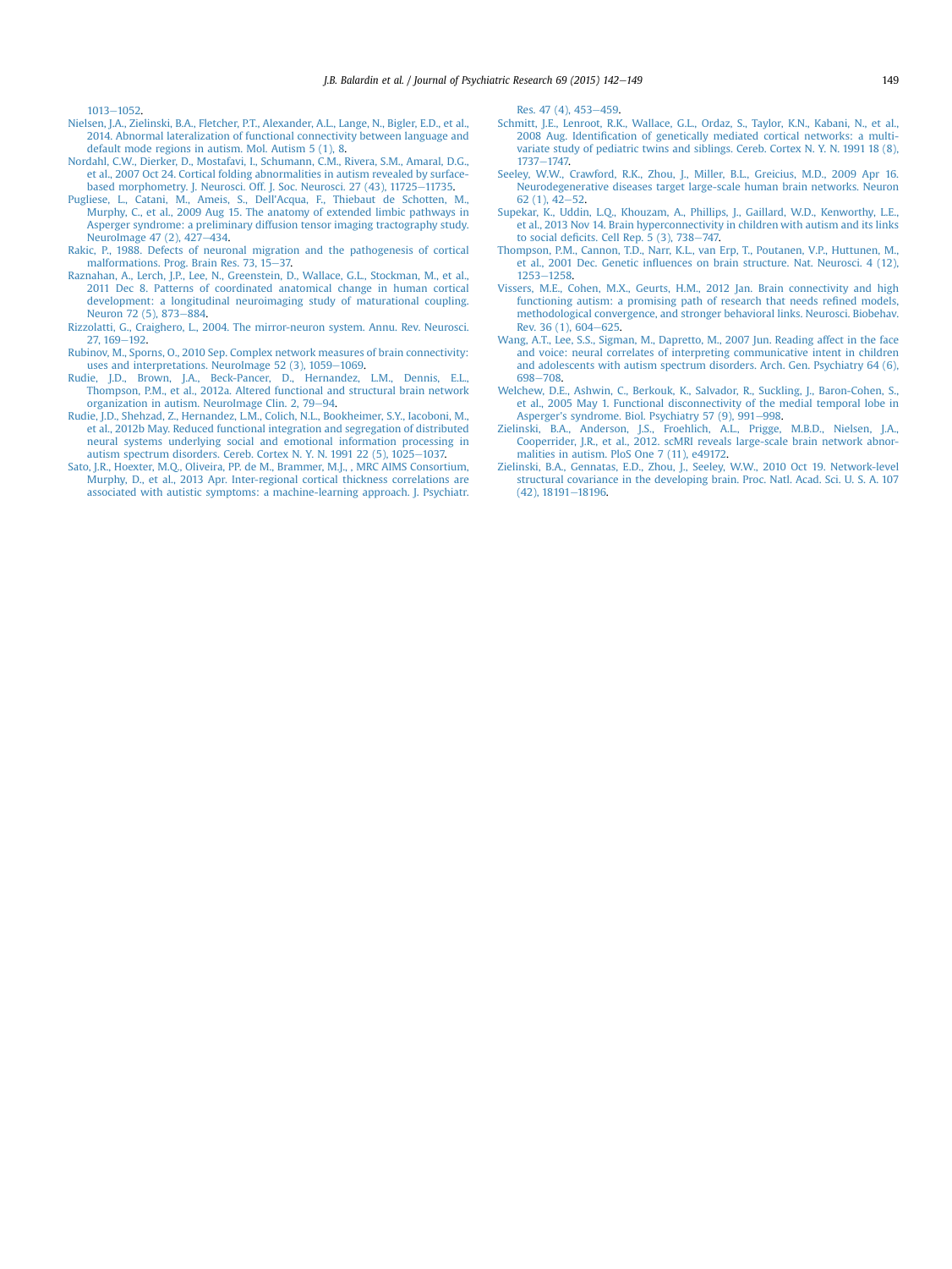1013–1052.

Nielsen, J.A., Zielinski, B.A., Fletcher, P.T., Alexander, A.L., Lange, N., Bigler, E.D., et al., 2014. Abnormal lateralization of functional connectivity between language and default mode regions in autism. Mol. Autism 5 (1), 8.

Nordahl, C.W., Dierker, D., Mostafavi, I., Schumann, C.M., Rivera, S.M., Amaral, D.G., et al., 2007 Oct 24. Cortical folding abnormalities in autism revealed by surface-based morphometry. J. Neurosci. Off. J. Soc. Neurosci. 27 (43), 11725–11735.

Pugliese, L., Catani, M., Ameis, S., Dell'Acqua, F., Thiebaut de Schotten, M., Murphy, C., et al., 2009 Aug 15. The anatomy of extended limbic pathways in Asperger syndrome: a preliminary diffusion tensor imaging tractography study. NeuroImage 47 (2), 427–434.

Rakic, P., 1988. Defects of neuronal migration and the pathogenesis of cortical malformations. Prog. Brain Res. 73, 15–37.

Raznahan, A., Lerch, J.P., Lee, N., Greenstein, D., Wallace, G.L., Stockman, M., et al., 2011 Dec 8. Patterns of coordinated anatomical change in human cortical development: a longitudinal neuroimaging study of maturational coupling. Neuron 72 (5), 873–884.

Rizzolatti, G., Craighero, L., 2004. The mirror-neuron system. Annu. Rev. Neurosci. 27, 169–192.

Rubinov, M., Sporns, O., 2010 Sep. Complex network measures of brain connectivity: uses and interpretations. NeuroImage 52 (3), 1059–1069.

Rudie, J.D., Brown, J.A., Beck-Pancer, D., Hernandez, L.M., Dennis, E.L., Thompson, P.M., et al., 2012a. Altered functional and structural brain network organization in autism. NeuroImage Clin. 2, 79–94.

Rudie, J.D., Shehzad, Z., Hernandez, L.M., Colich, N.L., Bookheimer, S.Y., Iacoboni, M., et al., 2012b May. Reduced functional integration and segregation of distributed neural systems underlying social and emotional information processing in autism spectrum disorders. Cereb. Cortex N. Y. N. 1991 22 (5), 1025–1037.

Sato, J.R., Hoexter, M.Q., Oliveira, PP. de M., Brammer, M.J., , MRC AIMS Consortium, Murphy, D., et al., 2013 Apr. Inter-regional cortical thickness correlations are associated with autistic symptoms: a machine-learning approach. J. Psychiatr. Res. 47 (4), 453–459.

Schmitt, J.E., Lenroot, R.K., Wallace, G.L., Ordaz, S., Taylor, K.N., Kabani, N., et al., 2008 Aug. Identification of genetically mediated cortical networks: a multivariate study of pediatric twins and siblings. Cereb. Cortex N. Y. N. 1991 18 (8), 1737–1747.

Seeley, W.W., Crawford, R.K., Zhou, J., Miller, B.L., Greicius, M.D., 2009 Apr 16. Neurodegenerative diseases target large-scale human brain networks. Neuron 62 (1), 42–52.

Supekar, K., Uddin, L.Q., Khouzam, A., Phillips, J., Gaillard, W.D., Kenworthy, L.E., et al., 2013 Nov 14. Brain hyperconnectivity in children with autism and its links to social deficits. Cell Rep. 5 (3), 738–747.

Thompson, P.M., Cannon, T.D., Narr, K.L., van Erp, T., Poutanen, V.P., Huttunen, M., et al., 2001 Dec. Genetic influences on brain structure. Nat. Neurosci. 4 (12), 1253–1258.

Vissers, M.E., Cohen, M.X., Geurts, H.M., 2012 Jan. Brain connectivity and high functioning autism: a promising path of research that needs refined models, methodological convergence, and stronger behavioral links. Neurosci. Biobehav. Rev. 36 (1), 604–625.

Wang, A.T., Lee, S.S., Sigman, M., Dapretto, M., 2007 Jun. Reading affect in the face and voice: neural correlates of interpreting communicative intent in children and adolescents with autism spectrum disorders. Arch. Gen. Psychiatry 64 (6), 698–708.

Welchew, D.E., Ashwin, C., Berkouk, K., Salvador, R., Suckling, J., Baron-Cohen, S., et al., 2005 May 1. Functional disconnectivity of the medial temporal lobe in Asperger's syndrome. Biol. Psychiatry 57 (9), 991–998.

Zielinski, B.A., Anderson, J.S., Froehlich, A.L., Prigge, M.B.D., Nielsen, J.A., Cooperrider, J.R., et al., 2012. scMRI reveals large-scale brain network abnormalities in autism. PloS One 7 (11), e49172.

Zielinski, B.A., Gennatas, E.D., Zhou, J., Seeley, W.W., 2010 Oct 19. Network-level structural covariance in the developing brain. Proc. Natl. Acad. Sci. U. S. A. 107 (42), 18191–18196.